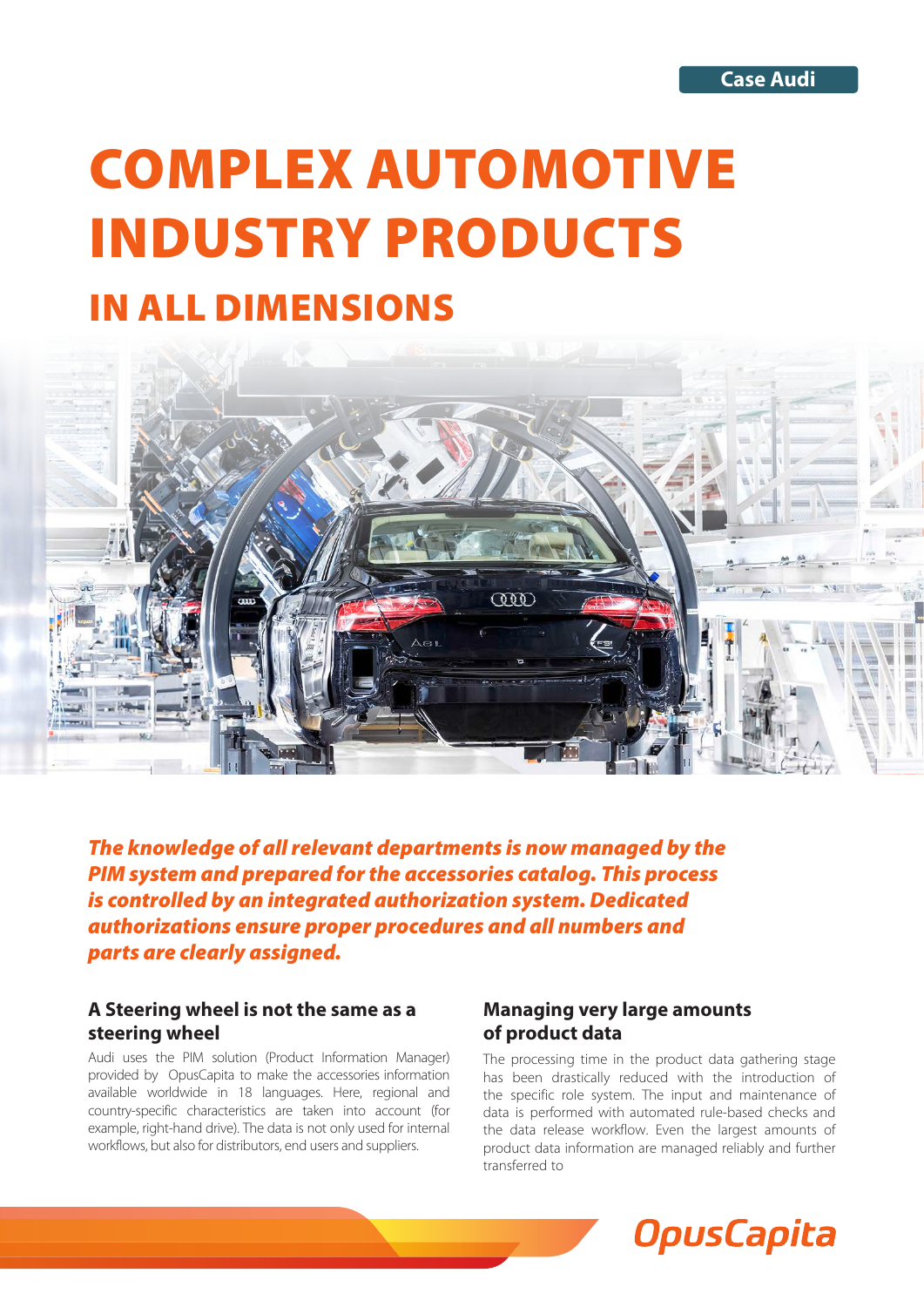Case Audi

# COMPLEX AUTOMOTIVE INDUSTRY PRODUCTS

## IN ALL DIMENSIONS

***The knowledge of all relevant departments is now managed by the PIM system and prepared for the accessories catalog. This process is controlled by an integrated authorization system. Dedicated authorizations ensure proper procedures and all numbers and parts are clearly assigned.***

### A Steering wheel is not the same as a steering wheel

Audi uses the PIM solution (Product Information Manager) provided by OpusCapita to make the accessories information available worldwide in 18 languages. Here, regional and country-specific characteristics are taken into account (for example, right-hand drive). The data is not only used for internal workflows, but also for distributors, end users and suppliers.

### Managing very large amounts of product data

The processing time in the product data gathering stage has been drastically reduced with the introduction of the specific role system. The input and maintenance of data is performed with automated rule-based checks and the data release workflow. Even the largest amounts of product data information are managed reliably and further transferred to

OpusCapita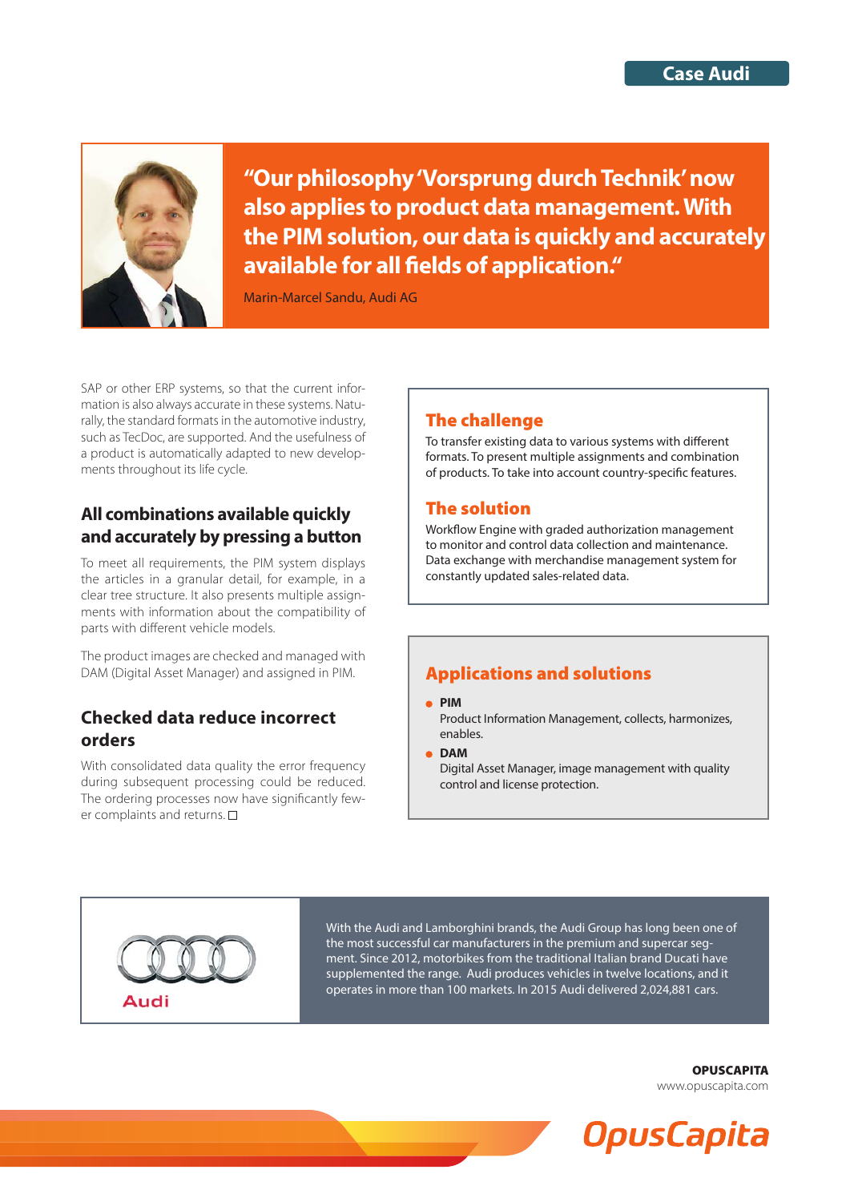Case Audi

**"Our philosophy 'Vorsprung durch Technik' now also applies to product data management. With the PIM solution, our data is quickly and accurately available for all fields of application."**

Marin-Marcel Sandu, Audi AG

SAP or other ERP systems, so that the current information is also always accurate in these systems. Naturally, the standard formats in the automotive industry, such as TecDoc, are supported. And the usefulness of a product is automatically adapted to new developments throughout its life cycle.

## All combinations available quickly and accurately by pressing a button

To meet all requirements, the PIM system displays the articles in a granular detail, for example, in a clear tree structure. It also presents multiple assignments with information about the compatibility of parts with different vehicle models.

The product images are checked and managed with DAM (Digital Asset Manager) and assigned in PIM.

## Checked data reduce incorrect orders

With consolidated data quality the error frequency during subsequent processing could be reduced. The ordering processes now have significantly fewer complaints and returns. □

### The challenge

To transfer existing data to various systems with different formats. To present multiple assignments and combination of products. To take into account country-specific features.

### The solution

Workflow Engine with graded authorization management to monitor and control data collection and maintenance. Data exchange with merchandise management system for constantly updated sales-related data.

### Applications and solutions

- **PIM**
  Product Information Management, collects, harmonizes, enables.
- **DAM**
  Digital Asset Manager, image management with quality control and license protection.

Audi

With the Audi and Lamborghini brands, the Audi Group has long been one of the most successful car manufacturers in the premium and supercar segment. Since 2012, motorbikes from the traditional Italian brand Ducati have supplemented the range. Audi produces vehicles in twelve locations, and it operates in more than 100 markets. In 2015 Audi delivered 2,024,881 cars.

**OPUSCAPITA**
www.opuscapita.com

OpusCapita